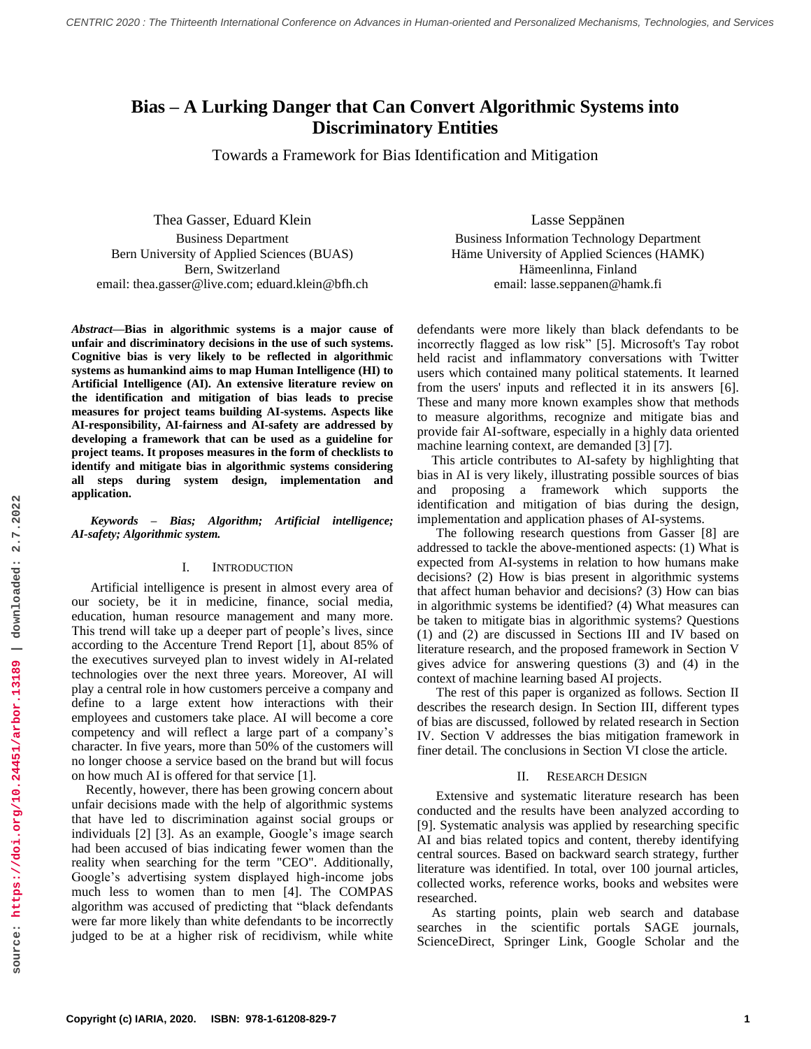# Bias – A Lurking Danger that Can Convert Algorithmic Systems into Discriminatory Entities

## Towards a Framework for Bias Identification and Mitigation

Thea Gasser, Eduard Klein
Business Department
Bern University of Applied Sciences (BUAS)
Bern, Switzerland
email: thea.gasser@live.com; eduard.klein@bfh.ch

Lasse Seppänen
Business Information Technology Department
Häme University of Applied Sciences (HAMK)
Hämeenlinna, Finland
email: lasse.seppanen@hamk.fi

***Abstract*—Bias in algorithmic systems is a major cause of unfair and discriminatory decisions in the use of such systems. Cognitive bias is very likely to be reflected in algorithmic systems as humankind aims to map Human Intelligence (HI) to Artificial Intelligence (AI). An extensive literature review on the identification and mitigation of bias leads to precise measures for project teams building AI-systems. Aspects like AI-responsibility, AI-fairness and AI-safety are addressed by developing a framework that can be used as a guideline for project teams. It proposes measures in the form of checklists to identify and mitigate bias in algorithmic systems considering all steps during system design, implementation and application.**

***Keywords – Bias; Algorithm; Artificial intelligence; AI-safety; Algorithmic system.***

## I. Introduction

Artificial intelligence is present in almost every area of our society, be it in medicine, finance, social media, education, human resource management and many more. This trend will take up a deeper part of people's lives, since according to the Accenture Trend Report [1], about 85% of the executives surveyed plan to invest widely in AI-related technologies over the next three years. Moreover, AI will play a central role in how customers perceive a company and define to a large extent how interactions with their employees and customers take place. AI will become a core competency and will reflect a large part of a company's character. In five years, more than 50% of the customers will no longer choose a service based on the brand but will focus on how much AI is offered for that service [1].

Recently, however, there has been growing concern about unfair decisions made with the help of algorithmic systems that have led to discrimination against social groups or individuals [2] [3]. As an example, Google's image search had been accused of bias indicating fewer women than the reality when searching for the term "CEO". Additionally, Google's advertising system displayed high-income jobs much less to women than to men [4]. The COMPAS algorithm was accused of predicting that "black defendants were far more likely than white defendants to be incorrectly judged to be at a higher risk of recidivism, while white defendants were more likely than black defendants to be incorrectly flagged as low risk" [5]. Microsoft's Tay robot held racist and inflammatory conversations with Twitter users which contained many political statements. It learned from the users' inputs and reflected it in its answers [6]. These and many more known examples show that methods to measure algorithms, recognize and mitigate bias and provide fair AI-software, especially in a highly data oriented machine learning context, are demanded [3] [7].

This article contributes to AI-safety by highlighting that bias in AI is very likely, illustrating possible sources of bias and proposing a framework which supports the identification and mitigation of bias during the design, implementation and application phases of AI-systems.

The following research questions from Gasser [8] are addressed to tackle the above-mentioned aspects: (1) What is expected from AI-systems in relation to how humans make decisions? (2) How is bias present in algorithmic systems that affect human behavior and decisions? (3) How can bias in algorithmic systems be identified? (4) What measures can be taken to mitigate bias in algorithmic systems? Questions (1) and (2) are discussed in Sections III and IV based on literature research, and the proposed framework in Section V gives advice for answering questions (3) and (4) in the context of machine learning based AI projects.

The rest of this paper is organized as follows. Section II describes the research design. In Section III, different types of bias are discussed, followed by related research in Section IV. Section V addresses the bias mitigation framework in finer detail. The conclusions in Section VI close the article.

## II. Research Design

Extensive and systematic literature research has been conducted and the results have been analyzed according to [9]. Systematic analysis was applied by researching specific AI and bias related topics and content, thereby identifying central sources. Based on backward search strategy, further literature was identified. In total, over 100 journal articles, collected works, reference works, books and websites were researched.

As starting points, plain web search and database searches in the scientific portals SAGE journals, ScienceDirect, Springer Link, Google Scholar and the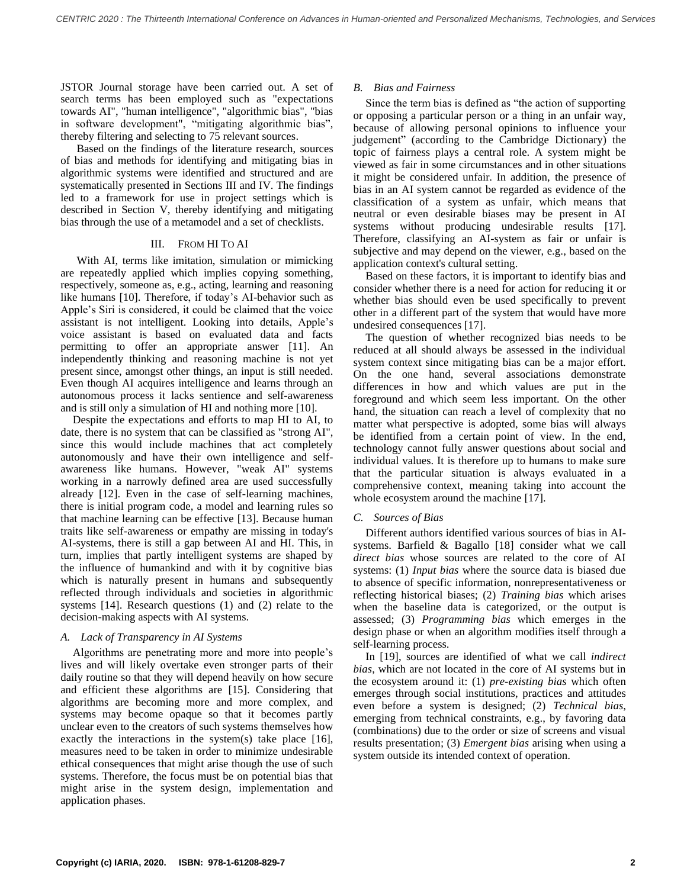JSTOR Journal storage have been carried out. A set of search terms has been employed such as "expectations towards AI", "human intelligence", "algorithmic bias", "bias in software development", "mitigating algorithmic bias", thereby filtering and selecting to 75 relevant sources.

Based on the findings of the literature research, sources of bias and methods for identifying and mitigating bias in algorithmic systems were identified and structured and are systematically presented in Sections III and IV. The findings led to a framework for use in project settings which is described in Section V, thereby identifying and mitigating bias through the use of a metamodel and a set of checklists.

## III. From HI To AI

With AI, terms like imitation, simulation or mimicking are repeatedly applied which implies copying something, respectively, someone as, e.g., acting, learning and reasoning like humans [10]. Therefore, if today's AI-behavior such as Apple's Siri is considered, it could be claimed that the voice assistant is not intelligent. Looking into details, Apple's voice assistant is based on evaluated data and facts permitting to offer an appropriate answer [11]. An independently thinking and reasoning machine is not yet present since, amongst other things, an input is still needed. Even though AI acquires intelligence and learns through an autonomous process it lacks sentience and self-awareness and is still only a simulation of HI and nothing more [10].

Despite the expectations and efforts to map HI to AI, to date, there is no system that can be classified as "strong AI", since this would include machines that act completely autonomously and have their own intelligence and self-awareness like humans. However, "weak AI" systems working in a narrowly defined area are used successfully already [12]. Even in the case of self-learning machines, there is initial program code, a model and learning rules so that machine learning can be effective [13]. Because human traits like self-awareness or empathy are missing in today's AI-systems, there is still a gap between AI and HI. This, in turn, implies that partly intelligent systems are shaped by the influence of humankind and with it by cognitive bias which is naturally present in humans and subsequently reflected through individuals and societies in algorithmic systems [14]. Research questions (1) and (2) relate to the decision-making aspects with AI systems.

### A. *Lack of Transparency in AI Systems*

Algorithms are penetrating more and more into people's lives and will likely overtake even stronger parts of their daily routine so that they will depend heavily on how secure and efficient these algorithms are [15]. Considering that algorithms are becoming more and more complex, and systems may become opaque so that it becomes partly unclear even to the creators of such systems themselves how exactly the interactions in the system(s) take place [16], measures need to be taken in order to minimize undesirable ethical consequences that might arise though the use of such systems. Therefore, the focus must be on potential bias that might arise in the system design, implementation and application phases.

### B. *Bias and Fairness*

Since the term bias is defined as "the action of supporting or opposing a particular person or a thing in an unfair way, because of allowing personal opinions to influence your judgement" (according to the Cambridge Dictionary) the topic of fairness plays a central role. A system might be viewed as fair in some circumstances and in other situations it might be considered unfair. In addition, the presence of bias in an AI system cannot be regarded as evidence of the classification of a system as unfair, which means that neutral or even desirable biases may be present in AI systems without producing undesirable results [17]. Therefore, classifying an AI-system as fair or unfair is subjective and may depend on the viewer, e.g., based on the application context's cultural setting.

Based on these factors, it is important to identify bias and consider whether there is a need for action for reducing it or whether bias should even be used specifically to prevent other in a different part of the system that would have more undesired consequences [17].

The question of whether recognized bias needs to be reduced at all should always be assessed in the individual system context since mitigating bias can be a major effort. On the one hand, several associations demonstrate differences in how and which values are put in the foreground and which seem less important. On the other hand, the situation can reach a level of complexity that no matter what perspective is adopted, some bias will always be identified from a certain point of view. In the end, technology cannot fully answer questions about social and individual values. It is therefore up to humans to make sure that the particular situation is always evaluated in a comprehensive context, meaning taking into account the whole ecosystem around the machine [17].

### C. *Sources of Bias*

Different authors identified various sources of bias in AI-systems. Barfield & Bagallo [18] consider what we call *direct bias* whose sources are related to the core of AI systems: (1) *Input bias* where the source data is biased due to absence of specific information, nonrepresentativeness or reflecting historical biases; (2) *Training bias* which arises when the baseline data is categorized, or the output is assessed; (3) *Programming bias* which emerges in the design phase or when an algorithm modifies itself through a self-learning process.

In [19], sources are identified of what we call *indirect bias*, which are not located in the core of AI systems but in the ecosystem around it: (1) *pre-existing bias* which often emerges through social institutions, practices and attitudes even before a system is designed; (2) *Technical bias*, emerging from technical constraints, e.g., by favoring data (combinations) due to the order or size of screens and visual results presentation; (3) *Emergent bias* arising when using a system outside its intended context of operation.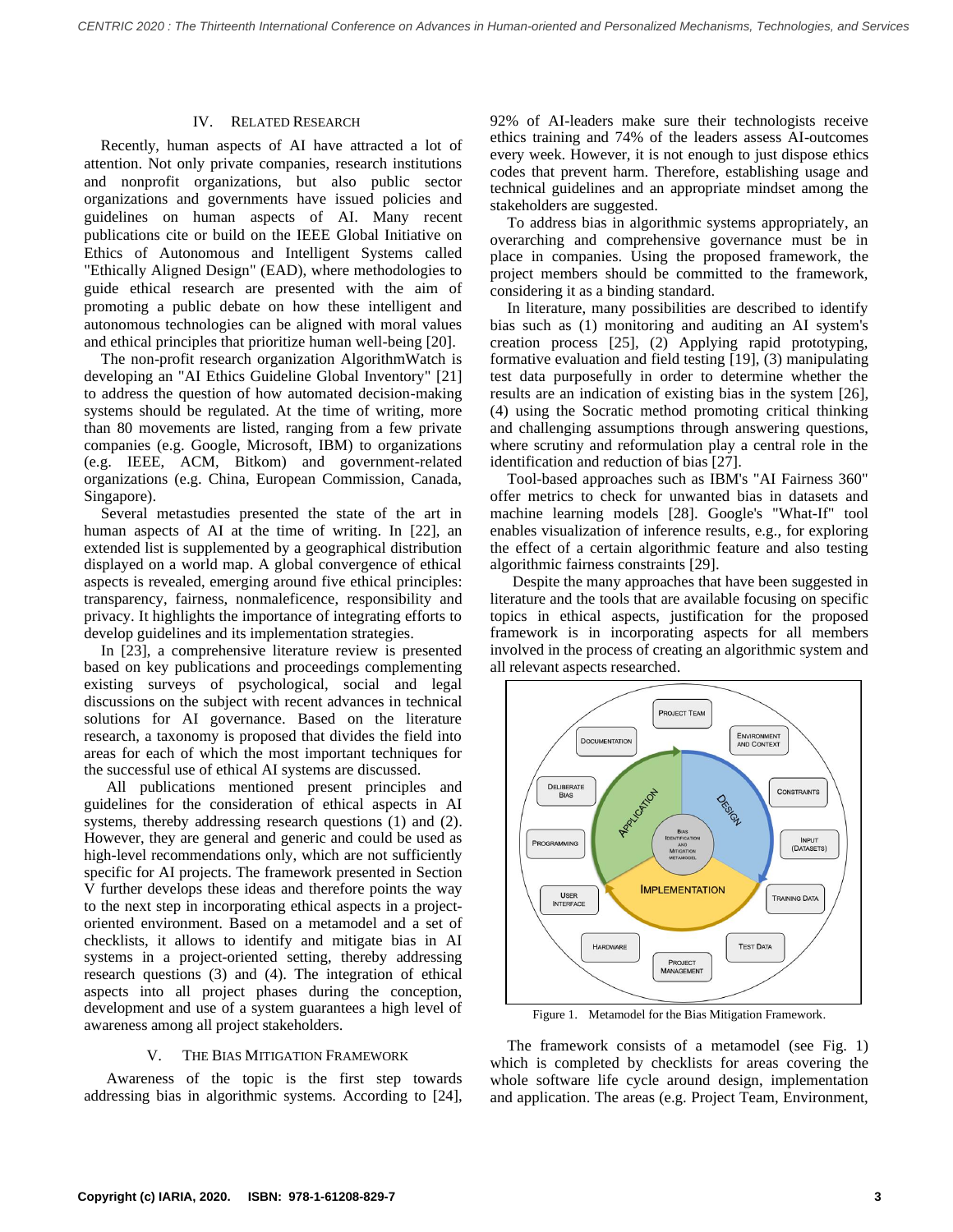## IV. Related Research

Recently, human aspects of AI have attracted a lot of attention. Not only private companies, research institutions and nonprofit organizations, but also public sector organizations and governments have issued policies and guidelines on human aspects of AI. Many recent publications cite or build on the IEEE Global Initiative on Ethics of Autonomous and Intelligent Systems called "Ethically Aligned Design" (EAD), where methodologies to guide ethical research are presented with the aim of promoting a public debate on how these intelligent and autonomous technologies can be aligned with moral values and ethical principles that prioritize human well-being [20].

The non-profit research organization AlgorithmWatch is developing an "AI Ethics Guideline Global Inventory" [21] to address the question of how automated decision-making systems should be regulated. At the time of writing, more than 80 movements are listed, ranging from a few private companies (e.g. Google, Microsoft, IBM) to organizations (e.g. IEEE, ACM, Bitkom) and government-related organizations (e.g. China, European Commission, Canada, Singapore).

Several metastudies presented the state of the art in human aspects of AI at the time of writing. In [22], an extended list is supplemented by a geographical distribution displayed on a world map. A global convergence of ethical aspects is revealed, emerging around five ethical principles: transparency, fairness, nonmaleficence, responsibility and privacy. It highlights the importance of integrating efforts to develop guidelines and its implementation strategies.

In [23], a comprehensive literature review is presented based on key publications and proceedings complementing existing surveys of psychological, social and legal discussions on the subject with recent advances in technical solutions for AI governance. Based on the literature research, a taxonomy is proposed that divides the field into areas for each of which the most important techniques for the successful use of ethical AI systems are discussed.

All publications mentioned present principles and guidelines for the consideration of ethical aspects in AI systems, thereby addressing research questions (1) and (2). However, they are general and generic and could be used as high-level recommendations only, which are not sufficiently specific for AI projects. The framework presented in Section V further develops these ideas and therefore points the way to the next step in incorporating ethical aspects in a project-oriented environment. Based on a metamodel and a set of checklists, it allows to identify and mitigate bias in AI systems in a project-oriented setting, thereby addressing research questions (3) and (4). The integration of ethical aspects into all project phases during the conception, development and use of a system guarantees a high level of awareness among all project stakeholders.

## V. The Bias Mitigation Framework

Awareness of the topic is the first step towards addressing bias in algorithmic systems. According to [24], 92% of AI-leaders make sure their technologists receive ethics training and 74% of the leaders assess AI-outcomes every week. However, it is not enough to just dispose ethics codes that prevent harm. Therefore, establishing usage and technical guidelines and an appropriate mindset among the stakeholders are suggested.

To address bias in algorithmic systems appropriately, an overarching and comprehensive governance must be in place in companies. Using the proposed framework, the project members should be committed to the framework, considering it as a binding standard.

In literature, many possibilities are described to identify bias such as (1) monitoring and auditing an AI system's creation process [25], (2) Applying rapid prototyping, formative evaluation and field testing [19], (3) manipulating test data purposefully in order to determine whether the results are an indication of existing bias in the system [26], (4) using the Socratic method promoting critical thinking and challenging assumptions through answering questions, where scrutiny and reformulation play a central role in the identification and reduction of bias [27].

Tool-based approaches such as IBM's "AI Fairness 360" offer metrics to check for unwanted bias in datasets and machine learning models [28]. Google's "What-If" tool enables visualization of inference results, e.g., for exploring the effect of a certain algorithmic feature and also testing algorithmic fairness constraints [29].

Despite the many approaches that have been suggested in literature and the tools that are available focusing on specific topics in ethical aspects, justification for the proposed framework is in incorporating aspects for all members involved in the process of creating an algorithmic system and all relevant aspects researched.

Figure 1. Metamodel for the Bias Mitigation Framework.

The framework consists of a metamodel (see Fig. 1) which is completed by checklists for areas covering the whole software life cycle around design, implementation and application. The areas (e.g. Project Team, Environment,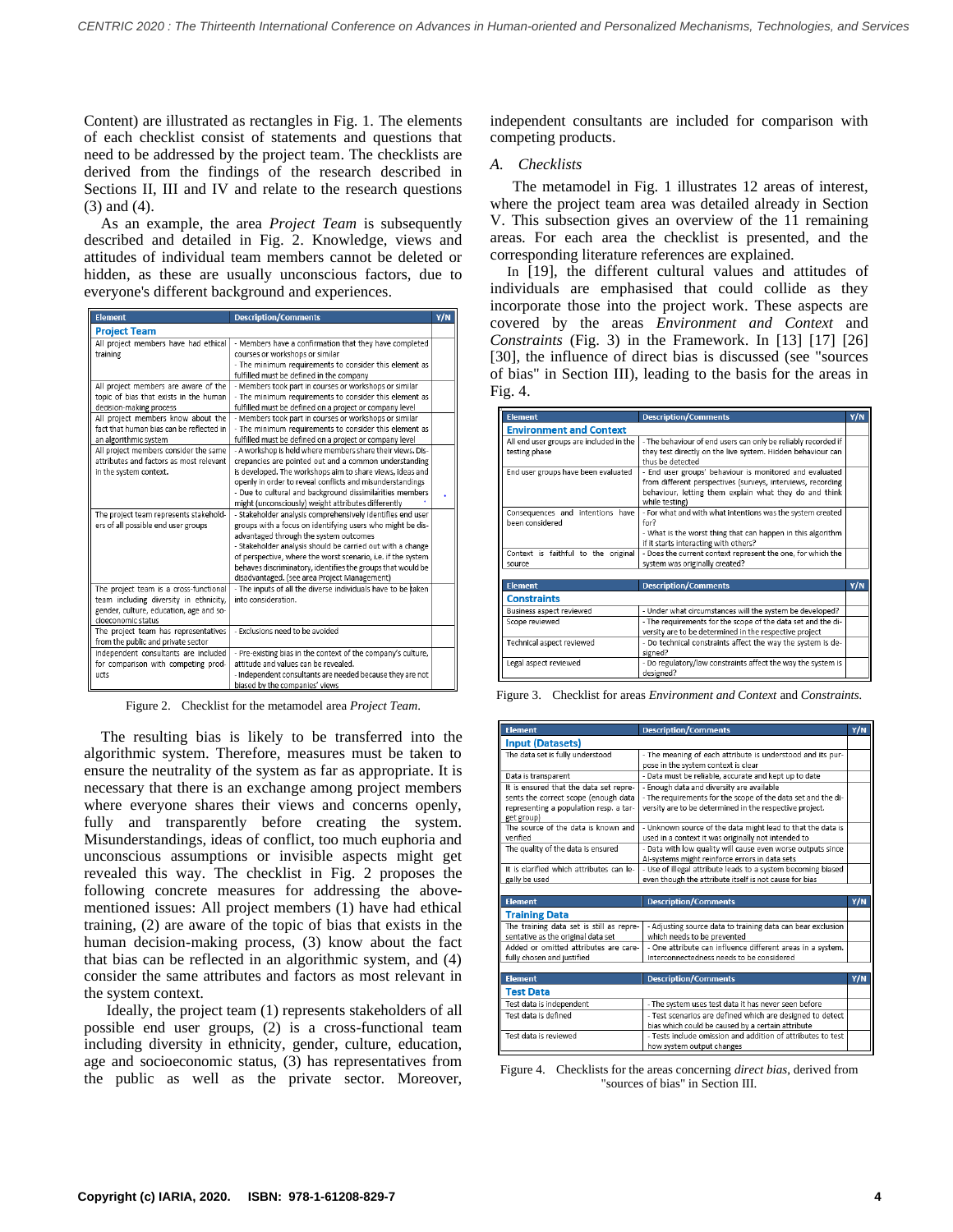Content) are illustrated as rectangles in Fig. 1. The elements of each checklist consist of statements and questions that need to be addressed by the project team. The checklists are derived from the findings of the research described in Sections II, III and IV and relate to the research questions (3) and (4).

As an example, the area *Project Team* is subsequently described and detailed in Fig. 2. Knowledge, views and attitudes of individual team members cannot be deleted or hidden, as these are usually unconscious factors, due to everyone's different background and experiences.

| Element | Description/Comments | Y/N |
|---|---|---|
| **Project Team** | | |
| All project members have had ethical training | - Members have a confirmation that they have completed courses or workshops or similar<br>- The minimum requirements to consider this element as fulfilled must be defined in the company | |
| All project members are aware of the topic of bias that exists in the human decision-making process | - Members took part in courses or workshops or similar<br>- The minimum requirements to consider this element as fulfilled must be defined on a project or company level | |
| All project members know about the fact that human bias can be reflected in an algorithmic system | - Members took part in courses or workshops or similar<br>- The minimum requirements to consider this element as fulfilled must be defined on a project or company level | |
| All project members consider the same attributes and factors as most relevant in the system context. | - A workshop is held where members share their views. Discrepancies are pointed out and a common understanding is developed. The workshops aim to share views, ideas and openly in order to reveal conflicts and misunderstandings<br>- Due to cultural and background dissimilarities members might (unconsciously) weight attributes differently | |
| The project team represents stakeholders of all possible end user groups | - Stakeholder analysis comprehensively identifies end user groups with a focus on identifying users who might be disadvantaged through the system outcomes<br>- Stakeholder analysis should be carried out with a change of perspective, where the worst scenario, i.e. if the system behaves discriminatory, identifies the groups that would be disadvantaged. (see area Project Management) | |
| The project team is a cross-functional team including diversity in ethnicity, gender, culture, education, age and socioeconomic status | - The inputs of all the diverse individuals have to be taken into consideration. | |
| The project team has representatives from the public and private sector | - Exclusions need to be avoided | |
| Independent consultants are included for comparison with competing products | - Pre-existing bias in the context of the company's culture, attitude and values can be revealed.<br>- Independent consultants are needed because they are not biased by the companies' views | |

Figure 2. Checklist for the metamodel area *Project Team*.

The resulting bias is likely to be transferred into the algorithmic system. Therefore, measures must be taken to ensure the neutrality of the system as far as appropriate. It is necessary that there is an exchange among project members where everyone shares their views and concerns openly, fully and transparently before creating the system. Misunderstandings, ideas of conflict, too much euphoria and unconscious assumptions or invisible aspects might get revealed this way. The checklist in Fig. 2 proposes the following concrete measures for addressing the above-mentioned issues: All project members (1) have had ethical training, (2) are aware of the topic of bias that exists in the human decision-making process, (3) know about the fact that bias can be reflected in an algorithmic system, and (4) consider the same attributes and factors as most relevant in the system context.

Ideally, the project team (1) represents stakeholders of all possible end user groups, (2) is a cross-functional team including diversity in ethnicity, gender, culture, education, age and socioeconomic status, (3) has representatives from the public as well as the private sector. Moreover, independent consultants are included for comparison with competing products.

### A. Checklists

The metamodel in Fig. 1 illustrates 12 areas of interest, where the project team area was detailed already in Section V. This subsection gives an overview of the 11 remaining areas. For each area the checklist is presented, and the corresponding literature references are explained.

In [19], the different cultural values and attitudes of individuals are emphasised that could collide as they incorporate those into the project work. These aspects are covered by the areas *Environment and Context* and *Constraints* (Fig. 3) in the Framework. In [13] [17] [26] [30], the influence of direct bias is discussed (see "sources of bias" in Section III), leading to the basis for the areas in Fig. 4.

| Element | Description/Comments | Y/N |
|---|---|---|
| **Environment and Context** | | |
| All end user groups are included in the testing phase | - The behaviour of end users can only be reliably recorded if they test directly on the live system. Hidden behaviour can thus be detected | |
| End user groups have been evaluated | - End user groups' behaviour is monitored and evaluated from different perspectives (surveys, interviews, recording behaviour, letting them explain what they do and think while testing) | |
| Consequences and intentions have been considered | - For what and with what intentions was the system created for?<br>- What is the worst thing that can happen in this algorithm if it starts interacting with others? | |
| Context is faithful to the original source | - Does the current context represent the one, for which the system was originally created? | |

| Element | Description/Comments | Y/N |
|---|---|---|
| **Constraints** | | |
| Business aspect reviewed | - Under what circumstances will the system be developed? | |
| Scope reviewed | - The requirements for the scope of the data set and the diversity are to be determined in the respective project | |
| Technical aspect reviewed | - Do technical constraints affect the way the system is designed? | |
| Legal aspect reviewed | - Do regulatory/law constraints affect the way the system is designed? | |

Figure 3. Checklist for areas *Environment and Context* and *Constraints.*

| Element | Description/Comments | Y/N |
|---|---|---|
| **Input (Datasets)** | | |
| The data set is fully understood | - The meaning of each attribute is understood and its purpose in the system context is clear | |
| Data is transparent | - Data must be reliable, accurate and kept up to date | |
| It is ensured that the data set represents the correct scope (enough data representing a population resp. a target group) | - Enough data and diversity are available<br>- The requirements for the scope of the data set and the diversity are to be determined in the respective project. | |
| The source of the data is known and verified | - Unknown source of the data might lead to that the data is used in a context it was originally not intended to | |
| The quality of the data is ensured | - Data with low quality will cause even worse outputs since AI-systems might reinforce errors in data sets | |
| It is clarified which attributes can legally be used | - Use of illegal attribute leads to a system becoming biased even though the attribute itself is not cause for bias | |

| Element | Description/Comments | Y/N |
|---|---|---|
| **Training Data** | | |
| The training data set is still as representative as the original data set | - Adjusting source data to training data can bear exclusion which needs to be prevented | |
| Added or omitted attributes are carefully chosen and justified | - One attribute can influence different areas in a system. Interconnectedness needs to be considered | |

| Element | Description/Comments | Y/N |
|---|---|---|
| **Test Data** | | |
| Test data is independent | - The system uses test data it has never seen before | |
| Test data is defined | - Test scenarios are defined which are designed to detect bias which could be caused by a certain attribute | |
| Test data is reviewed | - Tests include omission and addition of attributes to test how system output changes | |

Figure 4. Checklists for the areas concerning *direct bias*, derived from "sources of bias" in Section III.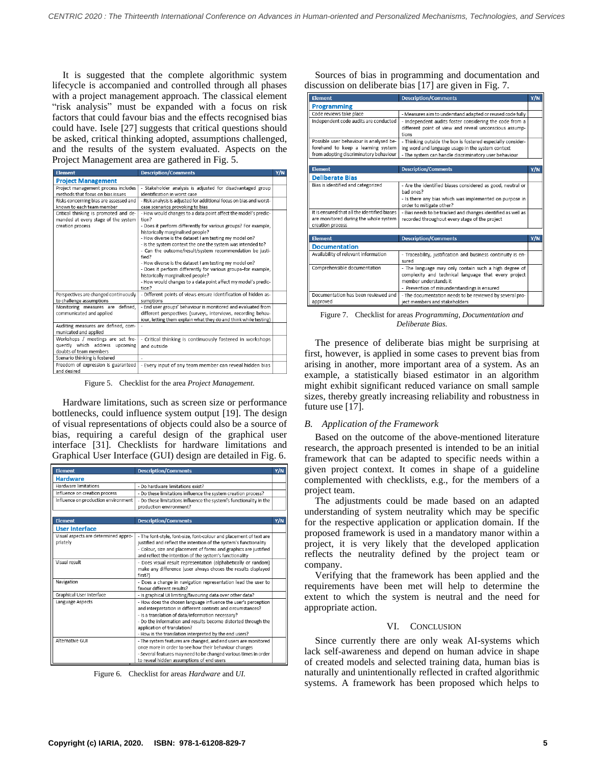It is suggested that the complete algorithmic system lifecycle is accompanied and controlled through all phases with a project management approach. The classical element "risk analysis" must be expanded with a focus on risk factors that could favour bias and the effects recognised bias could have. Isele [27] suggests that critical questions should be asked, critical thinking adopted, assumptions challenged, and the results of the system evaluated. Aspects on the Project Management area are gathered in Fig. 5.

| Element | Description/Comments | Y/N |
|---|---|---|
| **Project Management** | | |
| Project management process includes methods that focus on bias issues | - Stakeholder analysis is adjusted for disadvantaged group identification in worst case | |
| Risks concerning bias are assessed and known to each team member | - Risk analysis is adjusted for additional focus on bias and worst-case scenarios provoking to bias | |
| Critical thinking is promoted and demanded at every stage of the system creation process | - How would changes to a data point affect the model's prediction?<br>- Does it perform differently for various groups? For example, historically marginalised people?<br>- How diverse is the dataset I am testing my model on?<br>- Is the system context the one the system was intended to?<br>- Can the outcome/result/system recommendation be justified?<br>- How diverse is the dataset I am testing my model on?<br>- Does it perform differently for various groups–for example, historically marginalized people?<br>- How would changes to a data point affect my model's prediction? | |
| Perspectives are changed continuously to challenge assumptions | - Different points of views ensure identification of hidden assumptions | |
| Monitoring measures are defined, communicated and applied | - End user groups' behaviour is monitored and evaluated from different perspectives (surveys, interviews, recording behaviour, letting them explain what they do and think while testing) | |
| Auditing measures are defined, communicated and applied | - | |
| Workshops / meetings are set frequently which address upcoming doubts of team members | - Critical thinking is continuously fostered in workshops and outside | |
| Scenario thinking is fostered | - | |
| Freedom of expression is guaranteed and desired | - Every input of any team member can reveal hidden bias | |

Figure 5. Checklist for the area *Project Management.*

Hardware limitations, such as screen size or performance bottlenecks, could influence system output [19]. The design of visual representations of objects could also be a source of bias, requiring a careful design of the graphical user interface [31]. Checklists for hardware limitations and Graphical User Interface (GUI) design are detailed in Fig. 6.

| Element | Description/Comments | Y/N |
|---|---|---|
| **Hardware** | | |
| Hardware limitations | - Do hardware limitations exist? | |
| Influence on creation process | - Do these limitations influence the system creation process? | |
| Influence on production environment | - Do these limitations influence the system's functionality in the production environment? | |

| Element | Description/Comments | Y/N |
|---|---|---|
| **User Interface** | | |
| Visual aspects are determined appropriately | - The font-style, font-size, font-colour and placement of text are justified and reflect the intention of the system's functionality<br>- Colour, size and placement of forms and graphics are justified and reflect the intention of the system's functionality | |
| Visual result | - Does visual result representation (alphabetically or random) make any difference (user always choses the results displayed first?) | |
| Navigation | - Does a change in navigation representation lead the user to favour different results? | |
| Graphical User Interface | - Is graphical UI limiting/favouring data over other data? | |
| Language Aspects | - How does the chosen language influence the user's perception and interpretation in different contexts and circumstances?<br>- Is a translation of data/information necessary?<br>- Do the information and results become distorted through the application of translation?<br>- How is the translation interpreted by the end users? | |
| Alternative GUI | - The system features are changed, and end users are monitored once more in order to see how their behaviour changes<br>- Several features may need to be changed various times in order to reveal hidden assumptions of end users | |

Figure 6. Checklist for areas *Hardware* and *UI.*

Sources of bias in programming and documentation and discussion on deliberate bias [17] are given in Fig. 7.

| Element | Description/Comments | Y/N |
|---|---|---|
| **Programming** | | |
| Code reviews take place | - Measures aim to understand adapted or reused code fully | |
| Independent code audits are conducted | - Independent audits foster considering the code from a different point of view and reveal unconscious assumptions | |
| Possible user behaviour is analysed beforehand to keep a learning system from adopting discriminatory behaviour | - Thinking outside the box is fostered especially considering word and language usage in the system context<br>- The system can handle discriminatory user behaviour | |

| Element | Description/Comments | Y/N |
|---|---|---|
| **Deliberate Bias** | | |
| Bias is identified and categorized | - Are the identified biases considered as good, neutral or bad ones?<br>- Is there any bias which was implemented on purpose in order to mitigate other? | |
| It is ensured that all the identified biases are monitored during the whole system creation process | - Bias needs to be tracked and changes identified as well as recorded throughout every stage of the project | |

| Element | Description/Comments | Y/N |
|---|---|---|
| **Documentation** | | |
| Availability of relevant information | - Traceability, justification and business continuity is ensured | |
| Comprehensible documentation | - The language may only contain such a high degree of complexity and technical language that every project member understands it<br>- Prevention of misunderstandings is ensured | |
| Documentation has been reviewed and approved | - The documentation needs to be reviewed by several project members and stakeholders | |

Figure 7. Checklist for areas *Programming, Documentation and Deliberate Bias.*

The presence of deliberate bias might be surprising at first, however, is applied in some cases to prevent bias from arising in another, more important area of a system. As an example, a statistically biased estimator in an algorithm might exhibit significant reduced variance on small sample sizes, thereby greatly increasing reliability and robustness in future use [17].

## B. *Application of the Framework*

Based on the outcome of the above-mentioned literature research, the approach presented is intended to be an initial framework that can be adapted to specific needs within a given project context. It comes in shape of a guideline complemented with checklists, e.g., for the members of a project team.

The adjustments could be made based on an adapted understanding of system neutrality which may be specific for the respective application or application domain. If the proposed framework is used in a mandatory manor within a project, it is very likely that the developed application reflects the neutrality defined by the project team or company.

Verifying that the framework has been applied and the requirements have been met will help to determine the extent to which the system is neutral and the need for appropriate action.

# VI. Conclusion

Since currently there are only weak AI-systems which lack self-awareness and depend on human advice in shape of created models and selected training data, human bias is naturally and unintentionally reflected in crafted algorithmic systems. A framework has been proposed which helps to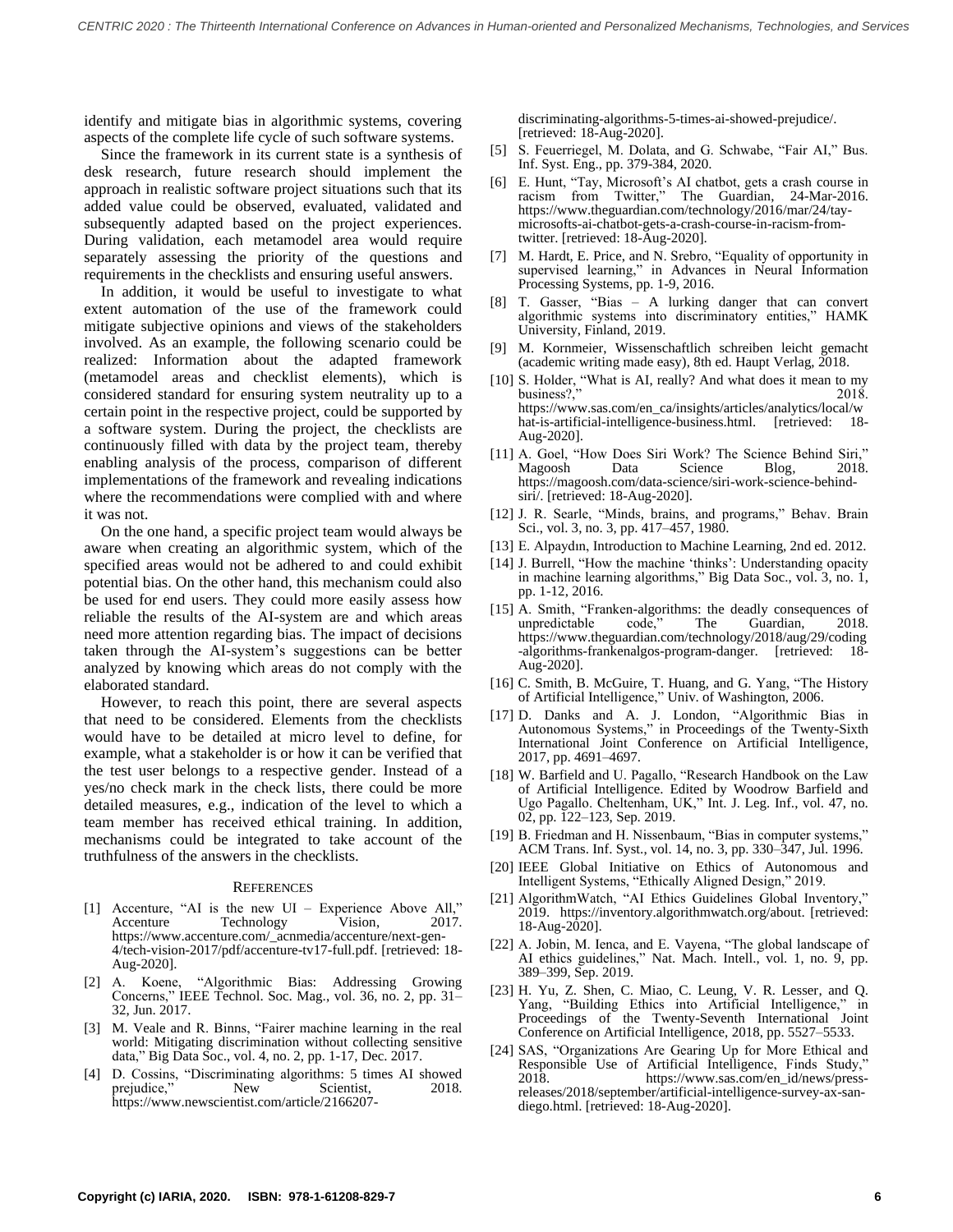identify and mitigate bias in algorithmic systems, covering aspects of the complete life cycle of such software systems.

Since the framework in its current state is a synthesis of desk research, future research should implement the approach in realistic software project situations such that its added value could be observed, evaluated, validated and subsequently adapted based on the project experiences. During validation, each metamodel area would require separately assessing the priority of the questions and requirements in the checklists and ensuring useful answers.

In addition, it would be useful to investigate to what extent automation of the use of the framework could mitigate subjective opinions and views of the stakeholders involved. As an example, the following scenario could be realized: Information about the adapted framework (metamodel areas and checklist elements), which is considered standard for ensuring system neutrality up to a certain point in the respective project, could be supported by a software system. During the project, the checklists are continuously filled with data by the project team, thereby enabling analysis of the process, comparison of different implementations of the framework and revealing indications where the recommendations were complied with and where it was not.

On the one hand, a specific project team would always be aware when creating an algorithmic system, which of the specified areas would not be adhered to and could exhibit potential bias. On the other hand, this mechanism could also be used for end users. They could more easily assess how reliable the results of the AI-system are and which areas need more attention regarding bias. The impact of decisions taken through the AI-system's suggestions can be better analyzed by knowing which areas do not comply with the elaborated standard.

However, to reach this point, there are several aspects that need to be considered. Elements from the checklists would have to be detailed at micro level to define, for example, what a stakeholder is or how it can be verified that the test user belongs to a respective gender. Instead of a yes/no check mark in the check lists, there could be more detailed measures, e.g., indication of the level to which a team member has received ethical training. In addition, mechanisms could be integrated to take account of the truthfulness of the answers in the checklists.

## References

[1] Accenture, "AI is the new UI – Experience Above All," Accenture Technology Vision, 2017. https://www.accenture.com/_acnmedia/accenture/next-gen-4/tech-vision-2017/pdf/accenture-tv17-full.pdf. [retrieved: 18-Aug-2020].

[2] A. Koene, "Algorithmic Bias: Addressing Growing Concerns," IEEE Technol. Soc. Mag., vol. 36, no. 2, pp. 31–32, Jun. 2017.

[3] M. Veale and R. Binns, "Fairer machine learning in the real world: Mitigating discrimination without collecting sensitive data," Big Data Soc., vol. 4, no. 2, pp. 1-17, Dec. 2017.

[4] D. Cossins, "Discriminating algorithms: 5 times AI showed prejudice," New Scientist, 2018. https://www.newscientist.com/article/2166207-discriminating-algorithms-5-times-ai-showed-prejudice/. [retrieved: 18-Aug-2020].

[5] S. Feuerriegel, M. Dolata, and G. Schwabe, "Fair AI," Bus. Inf. Syst. Eng., pp. 379-384, 2020.

[6] E. Hunt, "Tay, Microsoft's AI chatbot, gets a crash course in racism from Twitter," The Guardian, 24-Mar-2016. https://www.theguardian.com/technology/2016/mar/24/tay-microsofts-ai-chatbot-gets-a-crash-course-in-racism-from-twitter. [retrieved: 18-Aug-2020].

[7] M. Hardt, E. Price, and N. Srebro, "Equality of opportunity in supervised learning," in Advances in Neural Information Processing Systems, pp. 1-9, 2016.

[8] T. Gasser, "Bias – A lurking danger that can convert algorithmic systems into discriminatory entities," HAMK University, Finland, 2019.

[9] M. Kornmeier, Wissenschaftlich schreiben leicht gemacht (academic writing made easy), 8th ed. Haupt Verlag, 2018.

[10] S. Holder, "What is AI, really? And what does it mean to my business?," 2018. https://www.sas.com/en_ca/insights/articles/analytics/local/what-is-artificial-intelligence-business.html. [retrieved: 18-Aug-2020].

[11] A. Goel, "How Does Siri Work? The Science Behind Siri," Magoosh Data Science Blog, 2018. https://magoosh.com/data-science/siri-work-science-behind-siri/. [retrieved: 18-Aug-2020].

[12] J. R. Searle, "Minds, brains, and programs," Behav. Brain Sci., vol. 3, no. 3, pp. 417–457, 1980.

[13] E. Alpaydın, Introduction to Machine Learning, 2nd ed. 2012.

[14] J. Burrell, "How the machine 'thinks': Understanding opacity in machine learning algorithms," Big Data Soc., vol. 3, no. 1, pp. 1-12, 2016.

[15] A. Smith, "Franken-algorithms: the deadly consequences of unpredictable code," The Guardian, 2018. https://www.theguardian.com/technology/2018/aug/29/coding-algorithms-frankenalgos-program-danger. [retrieved: 18-Aug-2020].

[16] C. Smith, B. McGuire, T. Huang, and G. Yang, "The History of Artificial Intelligence," Univ. of Washington, 2006.

[17] D. Danks and A. J. London, "Algorithmic Bias in Autonomous Systems," in Proceedings of the Twenty-Sixth International Joint Conference on Artificial Intelligence, 2017, pp. 4691–4697.

[18] W. Barfield and U. Pagallo, "Research Handbook on the Law of Artificial Intelligence. Edited by Woodrow Barfield and Ugo Pagallo. Cheltenham, UK," Int. J. Leg. Inf., vol. 47, no. 02, pp. 122–123, Sep. 2019.

[19] B. Friedman and H. Nissenbaum, "Bias in computer systems," ACM Trans. Inf. Syst., vol. 14, no. 3, pp. 330–347, Jul. 1996.

[20] IEEE Global Initiative on Ethics of Autonomous and Intelligent Systems, "Ethically Aligned Design," 2019.

[21] AlgorithmWatch, "AI Ethics Guidelines Global Inventory," 2019. https://inventory.algorithmwatch.org/about. [retrieved: 18-Aug-2020].

[22] A. Jobin, M. Ienca, and E. Vayena, "The global landscape of AI ethics guidelines," Nat. Mach. Intell., vol. 1, no. 9, pp. 389–399, Sep. 2019.

[23] H. Yu, Z. Shen, C. Miao, C. Leung, V. R. Lesser, and Q. Yang, "Building Ethics into Artificial Intelligence," in Proceedings of the Twenty-Seventh International Joint Conference on Artificial Intelligence, 2018, pp. 5527–5533.

[24] SAS, "Organizations Are Gearing Up for More Ethical and Responsible Use of Artificial Intelligence, Finds Study," 2018. https://www.sas.com/en_id/news/press-releases/2018/september/artificial-intelligence-survey-ax-san-diego.html. [retrieved: 18-Aug-2020].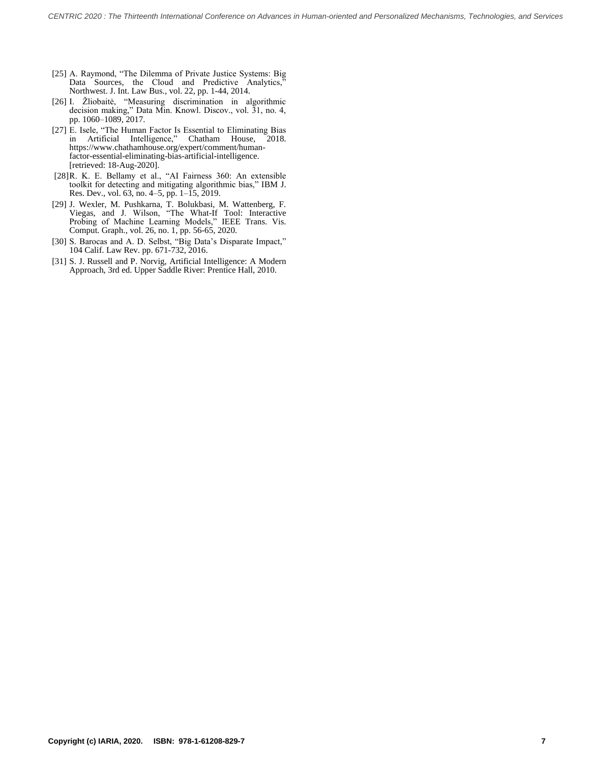[25] A. Raymond, "The Dilemma of Private Justice Systems: Big Data Sources, the Cloud and Predictive Analytics," Northwest. J. Int. Law Bus., vol. 22, pp. 1-44, 2014.

[26] I. Žliobaitė, "Measuring discrimination in algorithmic decision making," Data Min. Knowl. Discov., vol. 31, no. 4, pp. 1060–1089, 2017.

[27] E. Isele, "The Human Factor Is Essential to Eliminating Bias in Artificial Intelligence," Chatham House, 2018. https://www.chathamhouse.org/expert/comment/human-factor-essential-eliminating-bias-artificial-intelligence. [retrieved: 18-Aug-2020].

[28] R. K. E. Bellamy et al., "AI Fairness 360: An extensible toolkit for detecting and mitigating algorithmic bias," IBM J. Res. Dev., vol. 63, no. 4–5, pp. 1–15, 2019.

[29] J. Wexler, M. Pushkarna, T. Bolukbasi, M. Wattenberg, F. Viegas, and J. Wilson, "The What-If Tool: Interactive Probing of Machine Learning Models," IEEE Trans. Vis. Comput. Graph., vol. 26, no. 1, pp. 56-65, 2020.

[30] S. Barocas and A. D. Selbst, "Big Data's Disparate Impact," 104 Calif. Law Rev. pp. 671-732, 2016.

[31] S. J. Russell and P. Norvig, Artificial Intelligence: A Modern Approach, 3rd ed. Upper Saddle River: Prentice Hall, 2010.